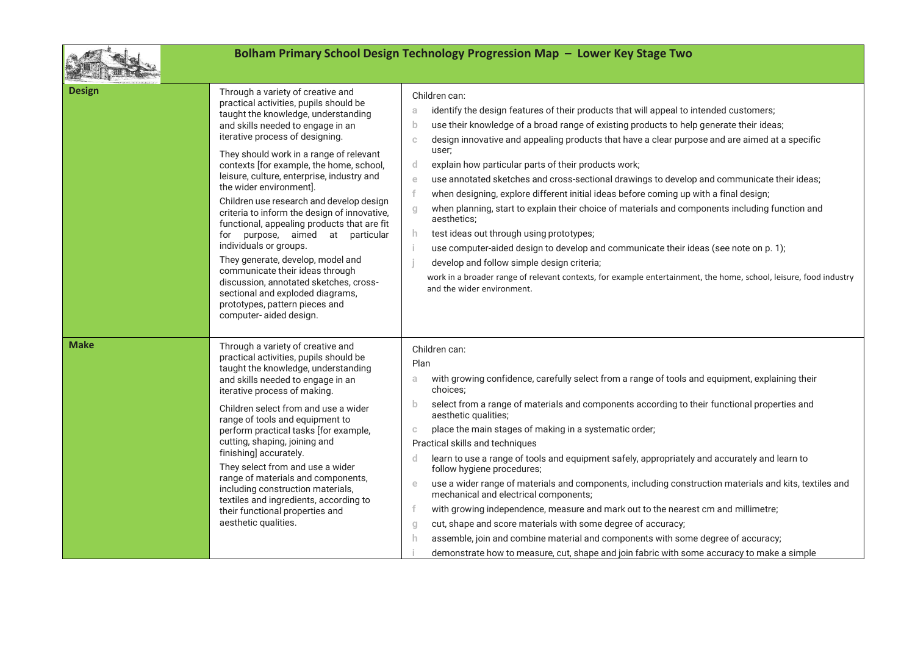# Bolham Primary School Design Technology Progression Map – Lower Key Stage Two

| | | |
|---|---|---|
| **Design** | Through a variety of creative and practical activities, pupils should be taught the knowledge, understanding and skills needed to engage in an iterative process of designing.<br><br>They should work in a range of relevant contexts [for example, the home, school, leisure, culture, enterprise, industry and the wider environment].<br><br>Children use research and develop design criteria to inform the design of innovative, functional, appealing products that are fit for purpose, aimed at particular individuals or groups.<br><br>They generate, develop, model and communicate their ideas through discussion, annotated sketches, cross-sectional and exploded diagrams, prototypes, pattern pieces and computer- aided design. | Children can:<br>a identify the design features of their products that will appeal to intended customers;<br>b use their knowledge of a broad range of existing products to help generate their ideas;<br>c design innovative and appealing products that have a clear purpose and are aimed at a specific user;<br>d explain how particular parts of their products work;<br>e use annotated sketches and cross-sectional drawings to develop and communicate their ideas;<br>f when designing, explore different initial ideas before coming up with a final design;<br>g when planning, start to explain their choice of materials and components including function and aesthetics;<br>h test ideas out through using prototypes;<br>i use computer-aided design to develop and communicate their ideas (see note on p. 1);<br>j develop and follow simple design criteria;<br>work in a broader range of relevant contexts, for example entertainment, the home, school, leisure, food industry and the wider environment. |
| **Make** | Through a variety of creative and practical activities, pupils should be taught the knowledge, understanding and skills needed to engage in an iterative process of making.<br><br>Children select from and use a wider range of tools and equipment to perform practical tasks [for example, cutting, shaping, joining and finishing] accurately.<br><br>They select from and use a wider range of materials and components, including construction materials, textiles and ingredients, according to their functional properties and aesthetic qualities. | Children can:<br>Plan<br>a with growing confidence, carefully select from a range of tools and equipment, explaining their choices;<br>b select from a range of materials and components according to their functional properties and aesthetic qualities;<br>c place the main stages of making in a systematic order;<br>Practical skills and techniques<br>d learn to use a range of tools and equipment safely, appropriately and accurately and learn to follow hygiene procedures;<br>e use a wider range of materials and components, including construction materials and kits, textiles and mechanical and electrical components;<br>f with growing independence, measure and mark out to the nearest cm and millimetre;<br>g cut, shape and score materials with some degree of accuracy;<br>h assemble, join and combine material and components with some degree of accuracy;<br>i demonstrate how to measure, cut, shape and join fabric with some accuracy to make a simple |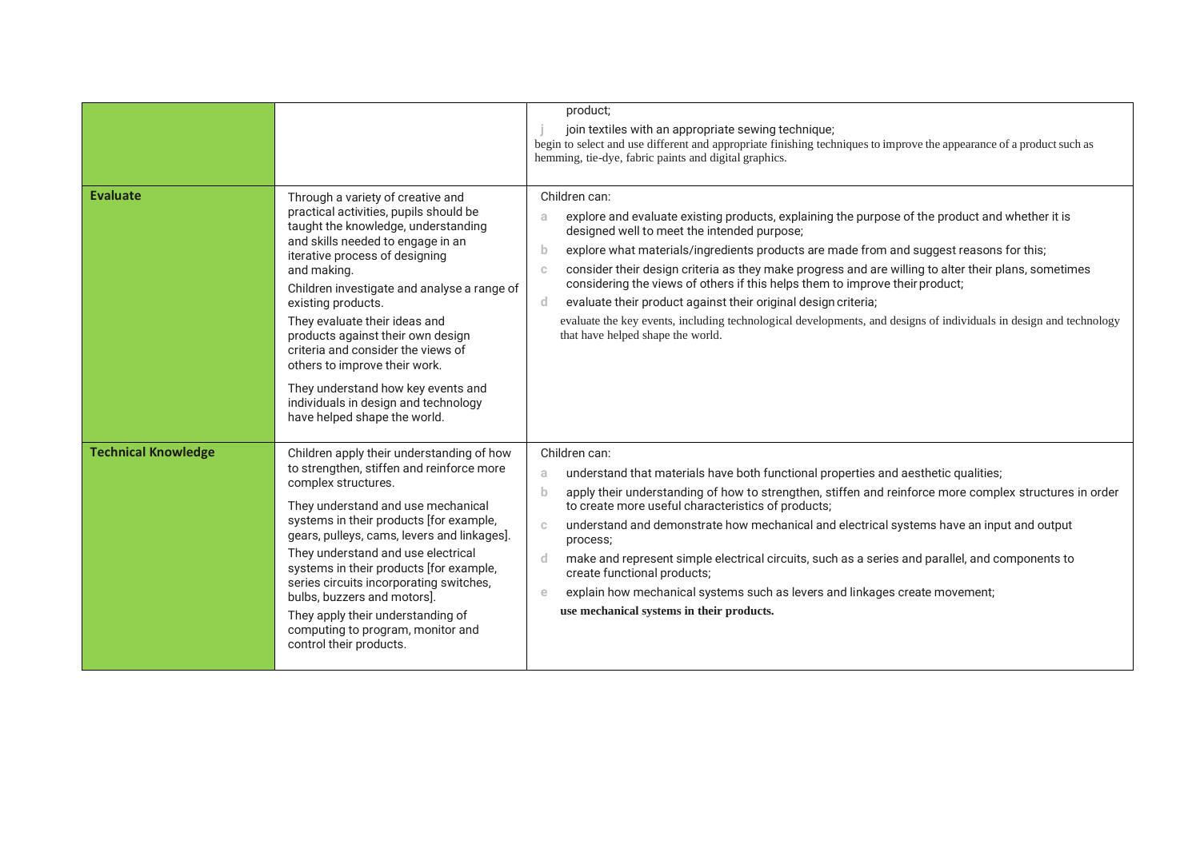| | | |
|---|---|---|
| | | product;<br>j join textiles with an appropriate sewing technique;<br>begin to select and use different and appropriate finishing techniques to improve the appearance of a product such as hemming, tie-dye, fabric paints and digital graphics. |
| **Evaluate** | Through a variety of creative and practical activities, pupils should be taught the knowledge, understanding and skills needed to engage in an iterative process of designing and making.<br>Children investigate and analyse a range of existing products.<br>They evaluate their ideas and products against their own design criteria and consider the views of others to improve their work.<br>They understand how key events and individuals in design and technology have helped shape the world. | Children can:<br>a explore and evaluate existing products, explaining the purpose of the product and whether it is designed well to meet the intended purpose;<br>b explore what materials/ingredients products are made from and suggest reasons for this;<br>c consider their design criteria as they make progress and are willing to alter their plans, sometimes considering the views of others if this helps them to improve their product;<br>d evaluate their product against their original design criteria;<br>evaluate the key events, including technological developments, and designs of individuals in design and technology that have helped shape the world. |
| **Technical Knowledge** | Children apply their understanding of how to strengthen, stiffen and reinforce more complex structures.<br>They understand and use mechanical systems in their products [for example, gears, pulleys, cams, levers and linkages].<br>They understand and use electrical systems in their products [for example, series circuits incorporating switches, bulbs, buzzers and motors].<br>They apply their understanding of computing to program, monitor and control their products. | Children can:<br>a understand that materials have both functional properties and aesthetic qualities;<br>b apply their understanding of how to strengthen, stiffen and reinforce more complex structures in order to create more useful characteristics of products;<br>c understand and demonstrate how mechanical and electrical systems have an input and output process;<br>d make and represent simple electrical circuits, such as a series and parallel, and components to create functional products;<br>e explain how mechanical systems such as levers and linkages create movement;<br>**use mechanical systems in their products.** |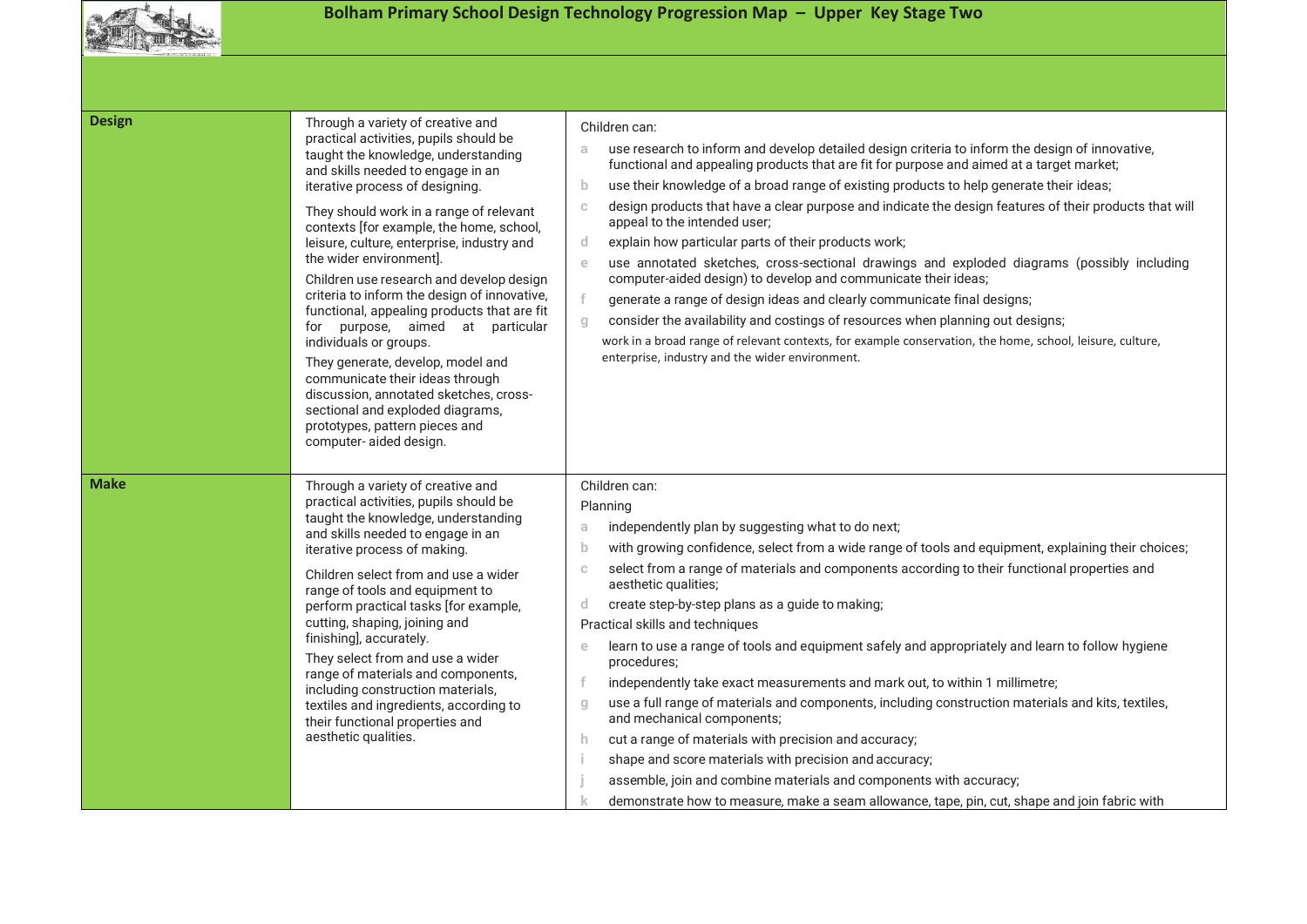# Bolham Primary School Design Technology Progression Map – Upper Key Stage Two

| | | |
|---|---|---|
| **Design** | Through a variety of creative and practical activities, pupils should be taught the knowledge, understanding and skills needed to engage in an iterative process of designing.<br><br>They should work in a range of relevant contexts [for example, the home, school, leisure, culture, enterprise, industry and the wider environment].<br><br>Children use research and develop design criteria to inform the design of innovative, functional, appealing products that are fit for purpose, aimed at particular individuals or groups.<br><br>They generate, develop, model and communicate their ideas through discussion, annotated sketches, cross-sectional and exploded diagrams, prototypes, pattern pieces and computer- aided design. | Children can:<br><br>a use research to inform and develop detailed design criteria to inform the design of innovative, functional and appealing products that are fit for purpose and aimed at a target market;<br><br>b use their knowledge of a broad range of existing products to help generate their ideas;<br><br>c design products that have a clear purpose and indicate the design features of their products that will appeal to the intended user;<br><br>d explain how particular parts of their products work;<br><br>e use annotated sketches, cross-sectional drawings and exploded diagrams (possibly including computer-aided design) to develop and communicate their ideas;<br><br>f generate a range of design ideas and clearly communicate final designs;<br><br>g consider the availability and costings of resources when planning out designs;<br><br>work in a broad range of relevant contexts, for example conservation, the home, school, leisure, culture, enterprise, industry and the wider environment. |
| **Make** | Through a variety of creative and practical activities, pupils should be taught the knowledge, understanding and skills needed to engage in an iterative process of making.<br><br>Children select from and use a wider range of tools and equipment to perform practical tasks [for example, cutting, shaping, joining and finishing], accurately.<br><br>They select from and use a wider range of materials and components, including construction materials, textiles and ingredients, according to their functional properties and aesthetic qualities. | Children can:<br><br>Planning<br><br>a independently plan by suggesting what to do next;<br><br>b with growing confidence, select from a wide range of tools and equipment, explaining their choices;<br><br>c select from a range of materials and components according to their functional properties and aesthetic qualities;<br><br>d create step-by-step plans as a guide to making;<br><br>Practical skills and techniques<br><br>e learn to use a range of tools and equipment safely and appropriately and learn to follow hygiene procedures;<br><br>f independently take exact measurements and mark out, to within 1 millimetre;<br><br>g use a full range of materials and components, including construction materials and kits, textiles, and mechanical components;<br><br>h cut a range of materials with precision and accuracy;<br><br>i shape and score materials with precision and accuracy;<br><br>j assemble, join and combine materials and components with accuracy;<br><br>k demonstrate how to measure, make a seam allowance, tape, pin, cut, shape and join fabric with |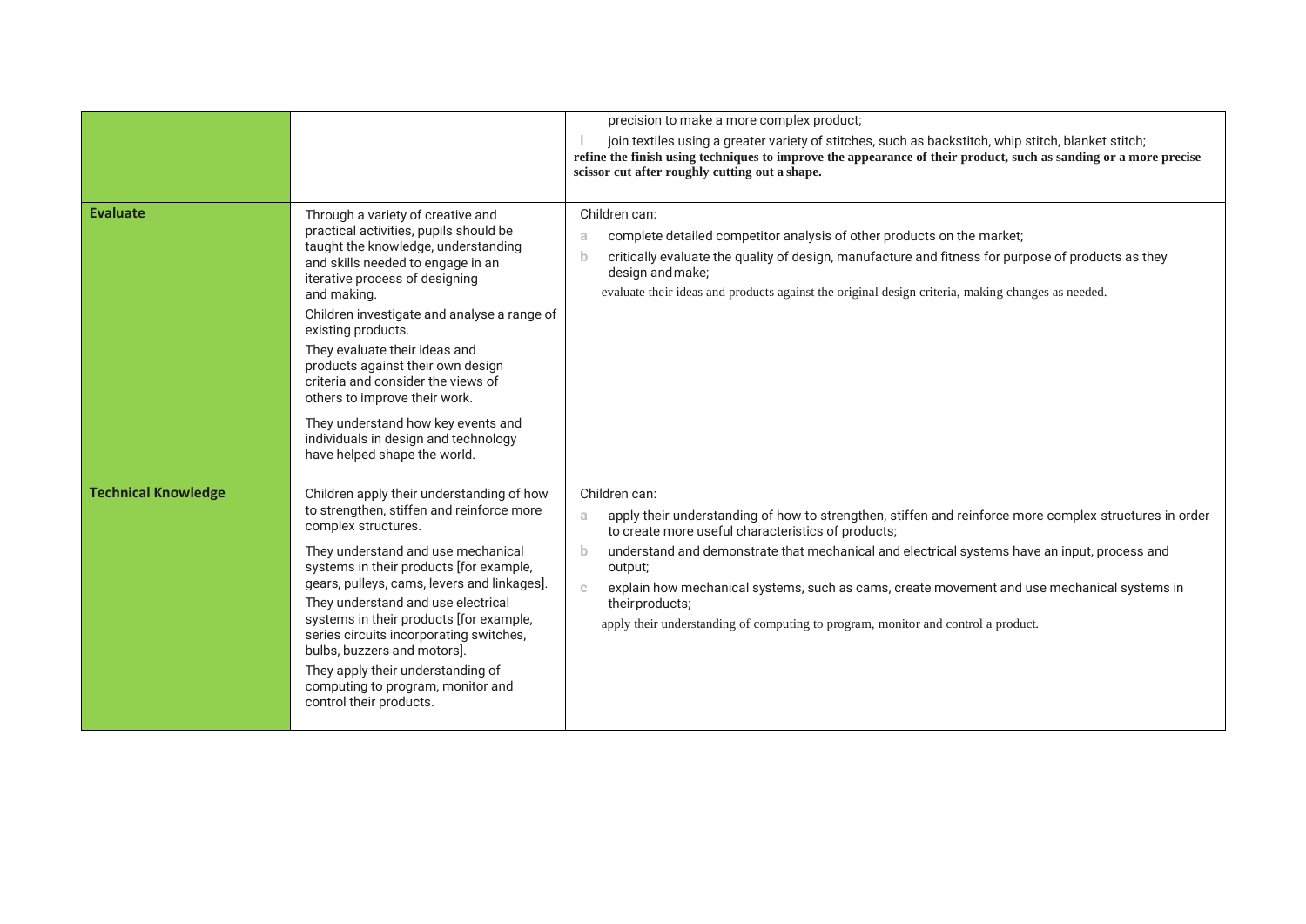| | | |
|---|---|---|
| | | precision to make a more complex product;<br>l join textiles using a greater variety of stitches, such as backstitch, whip stitch, blanket stitch;<br>**refine the finish using techniques to improve the appearance of their product, such as sanding or a more precise scissor cut after roughly cutting out a shape.** |
| **Evaluate** | Through a variety of creative and practical activities, pupils should be taught the knowledge, understanding and skills needed to engage in an iterative process of designing and making.<br>Children investigate and analyse a range of existing products.<br>They evaluate their ideas and products against their own design criteria and consider the views of others to improve their work.<br>They understand how key events and individuals in design and technology have helped shape the world. | Children can:<br>a complete detailed competitor analysis of other products on the market;<br>b critically evaluate the quality of design, manufacture and fitness for purpose of products as they design and make;<br>evaluate their ideas and products against the original design criteria, making changes as needed. |
| **Technical Knowledge** | Children apply their understanding of how to strengthen, stiffen and reinforce more complex structures.<br>They understand and use mechanical systems in their products [for example, gears, pulleys, cams, levers and linkages].<br>They understand and use electrical systems in their products [for example, series circuits incorporating switches, bulbs, buzzers and motors].<br>They apply their understanding of computing to program, monitor and control their products. | Children can:<br>a apply their understanding of how to strengthen, stiffen and reinforce more complex structures in order to create more useful characteristics of products;<br>b understand and demonstrate that mechanical and electrical systems have an input, process and output;<br>c explain how mechanical systems, such as cams, create movement and use mechanical systems in their products;<br>apply their understanding of computing to program, monitor and control a product. |